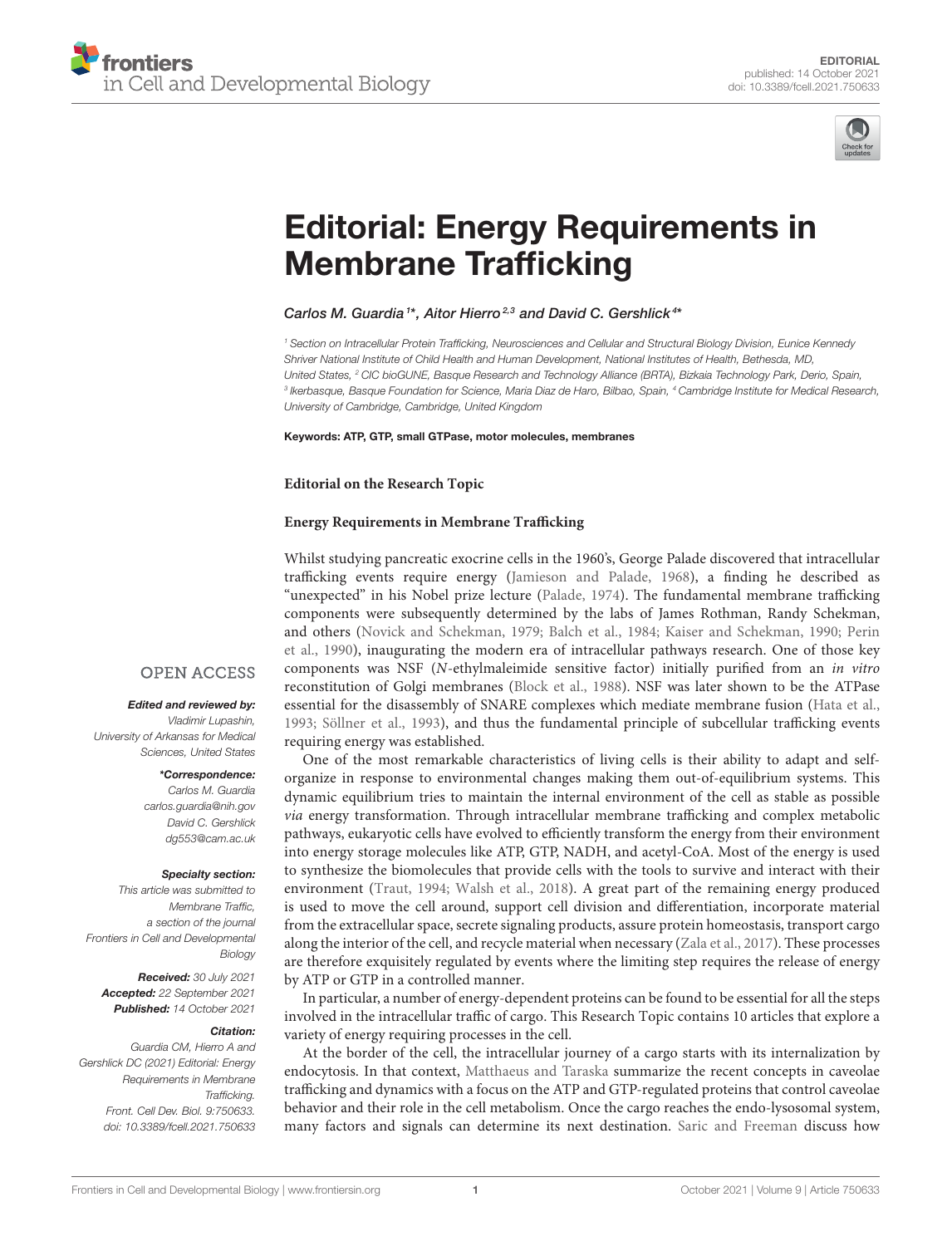EDITORIAL
published: 14 October 2021
doi: 10.3389/fcell.2021.750633

# Editorial: Energy Requirements in Membrane Trafficking

*Carlos M. Guardia[1]\*, Aitor Hierro[2,3] and David C. Gershlick[4]\**

[1] Section on Intracellular Protein Trafficking, Neurosciences and Cellular and Structural Biology Division, Eunice Kennedy Shriver National Institute of Child Health and Human Development, National Institutes of Health, Bethesda, MD, United States, [2] CIC bioGUNE, Basque Research and Technology Alliance (BRTA), Bizkaia Technology Park, Derio, Spain, [3] Ikerbasque, Basque Foundation for Science, Maria Diaz de Haro, Bilbao, Spain, [4] Cambridge Institute for Medical Research, University of Cambridge, Cambridge, United Kingdom

**Keywords: ATP, GTP, small GTPase, motor molecules, membranes**

**Editorial on the Research Topic**

**Energy Requirements in Membrane Trafficking**

OPEN ACCESS

***Edited and reviewed by:***
*Vladimir Lupashin, University of Arkansas for Medical Sciences, United States*

***\*Correspondence:***
*Carlos M. Guardia carlos.guardia@nih.gov*
*David C. Gershlick dg553@cam.ac.uk*

***Specialty section:***
*This article was submitted to Membrane Traffic, a section of the journal Frontiers in Cell and Developmental Biology*

***Received:*** *30 July 2021*
***Accepted:*** *22 September 2021*
***Published:*** *14 October 2021*

***Citation:***
*Guardia CM, Hierro A and Gershlick DC (2021) Editorial: Energy Requirements in Membrane Trafficking. Front. Cell Dev. Biol. 9:750633. doi: 10.3389/fcell.2021.750633*

Whilst studying pancreatic exocrine cells in the 1960's, George Palade discovered that intracellular trafficking events require energy (Jamieson and Palade, 1968), a finding he described as "unexpected" in his Nobel prize lecture (Palade, 1974). The fundamental membrane trafficking components were subsequently determined by the labs of James Rothman, Randy Schekman, and others (Novick and Schekman, 1979; Balch et al., 1984; Kaiser and Schekman, 1990; Perin et al., 1990), inaugurating the modern era of intracellular pathways research. One of those key components was NSF (*N*-ethylmaleimide sensitive factor) initially purified from an *in vitro* reconstitution of Golgi membranes (Block et al., 1988). NSF was later shown to be the ATPase essential for the disassembly of SNARE complexes which mediate membrane fusion (Hata et al., 1993; Söllner et al., 1993), and thus the fundamental principle of subcellular trafficking events requiring energy was established.

One of the most remarkable characteristics of living cells is their ability to adapt and self-organize in response to environmental changes making them out-of-equilibrium systems. This dynamic equilibrium tries to maintain the internal environment of the cell as stable as possible *via* energy transformation. Through intracellular membrane trafficking and complex metabolic pathways, eukaryotic cells have evolved to efficiently transform the energy from their environment into energy storage molecules like ATP, GTP, NADH, and acetyl-CoA. Most of the energy is used to synthesize the biomolecules that provide cells with the tools to survive and interact with their environment (Traut, 1994; Walsh et al., 2018). A great part of the remaining energy produced is used to move the cell around, support cell division and differentiation, incorporate material from the extracellular space, secrete signaling products, assure protein homeostasis, transport cargo along the interior of the cell, and recycle material when necessary (Zala et al., 2017). These processes are therefore exquisitely regulated by events where the limiting step requires the release of energy by ATP or GTP in a controlled manner.

In particular, a number of energy-dependent proteins can be found to be essential for all the steps involved in the intracellular traffic of cargo. This Research Topic contains 10 articles that explore a variety of energy requiring processes in the cell.

At the border of the cell, the intracellular journey of a cargo starts with its internalization by endocytosis. In that context, Matthaeus and Taraska summarize the recent concepts in caveolae trafficking and dynamics with a focus on the ATP and GTP-regulated proteins that control caveolae behavior and their role in the cell metabolism. Once the cargo reaches the endo-lysosomal system, many factors and signals can determine its next destination. Saric and Freeman discuss how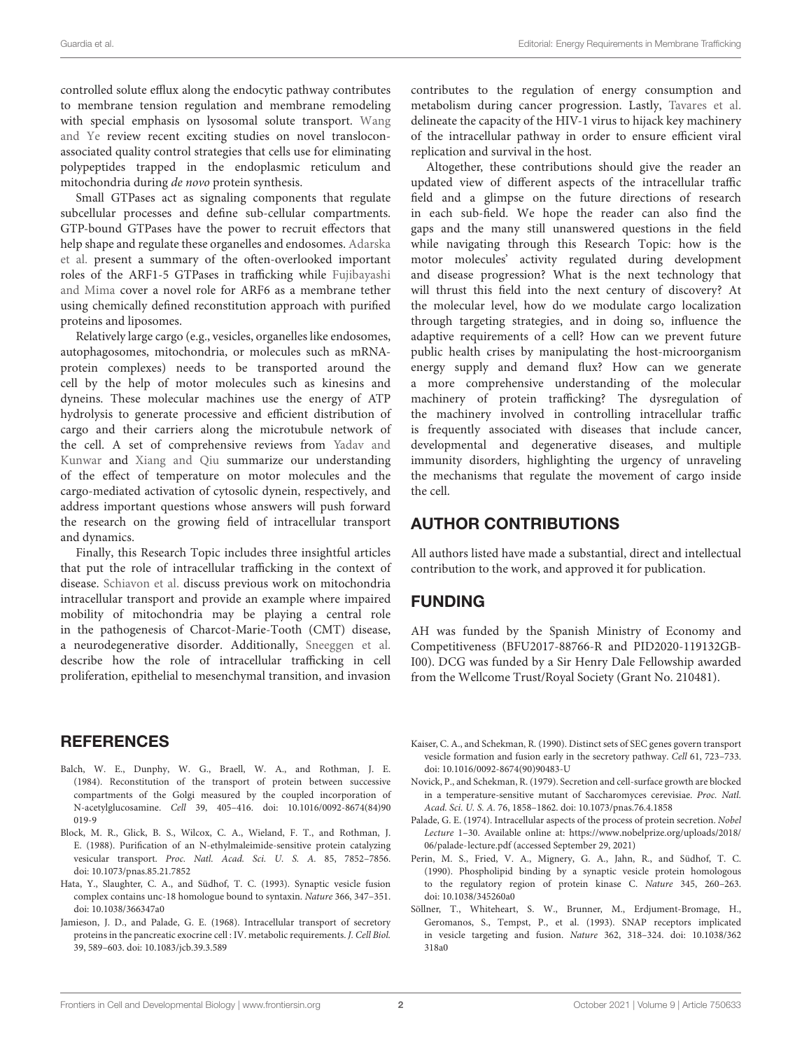controlled solute efflux along the endocytic pathway contributes to membrane tension regulation and membrane remodeling with special emphasis on lysosomal solute transport. Wang and Ye review recent exciting studies on novel translocon-associated quality control strategies that cells use for eliminating polypeptides trapped in the endoplasmic reticulum and mitochondria during *de novo* protein synthesis.

Small GTPases act as signaling components that regulate subcellular processes and define sub-cellular compartments. GTP-bound GTPases have the power to recruit effectors that help shape and regulate these organelles and endosomes. Adarska et al. present a summary of the often-overlooked important roles of the ARF1-5 GTPases in trafficking while Fujibayashi and Mima cover a novel role for ARF6 as a membrane tether using chemically defined reconstitution approach with purified proteins and liposomes.

Relatively large cargo (e.g., vesicles, organelles like endosomes, autophagosomes, mitochondria, or molecules such as mRNA-protein complexes) needs to be transported around the cell by the help of motor molecules such as kinesins and dyneins. These molecular machines use the energy of ATP hydrolysis to generate processive and efficient distribution of cargo and their carriers along the microtubule network of the cell. A set of comprehensive reviews from Yadav and Kunwar and Xiang and Qiu summarize our understanding of the effect of temperature on motor molecules and the cargo-mediated activation of cytosolic dynein, respectively, and address important questions whose answers will push forward the research on the growing field of intracellular transport and dynamics.

Finally, this Research Topic includes three insightful articles that put the role of intracellular trafficking in the context of disease. Schiavon et al. discuss previous work on mitochondria intracellular transport and provide an example where impaired mobility of mitochondria may be playing a central role in the pathogenesis of Charcot-Marie-Tooth (CMT) disease, a neurodegenerative disorder. Additionally, Sneeggen et al. describe how the role of intracellular trafficking in cell proliferation, epithelial to mesenchymal transition, and invasion contributes to the regulation of energy consumption and metabolism during cancer progression. Lastly, Tavares et al. delineate the capacity of the HIV-1 virus to hijack key machinery of the intracellular pathway in order to ensure efficient viral replication and survival in the host.

Altogether, these contributions should give the reader an updated view of different aspects of the intracellular traffic field and a glimpse on the future directions of research in each sub-field. We hope the reader can also find the gaps and the many still unanswered questions in the field while navigating through this Research Topic: how is the motor molecules' activity regulated during development and disease progression? What is the next technology that will thrust this field into the next century of discovery? At the molecular level, how do we modulate cargo localization through targeting strategies, and in doing so, influence the adaptive requirements of a cell? How can we prevent future public health crises by manipulating the host-microorganism energy supply and demand flux? How can we generate a more comprehensive understanding of the molecular machinery of protein trafficking? The dysregulation of the machinery involved in controlling intracellular traffic is frequently associated with diseases that include cancer, developmental and degenerative diseases, and multiple immunity disorders, highlighting the urgency of unraveling the mechanisms that regulate the movement of cargo inside the cell.

## AUTHOR CONTRIBUTIONS

All authors listed have made a substantial, direct and intellectual contribution to the work, and approved it for publication.

## FUNDING

AH was funded by the Spanish Ministry of Economy and Competitiveness (BFU2017-88766-R and PID2020-119132GB-I00). DCG was funded by a Sir Henry Dale Fellowship awarded from the Wellcome Trust/Royal Society (Grant No. 210481).

## REFERENCES

Balch, W. E., Dunphy, W. G., Braell, W. A., and Rothman, J. E. (1984). Reconstitution of the transport of protein between successive compartments of the Golgi measured by the coupled incorporation of N-acetylglucosamine. *Cell* 39, 405–416. doi: 10.1016/0092-8674(84)90019-9

Block, M. R., Glick, B. S., Wilcox, C. A., Wieland, F. T., and Rothman, J. E. (1988). Purification of an N-ethylmaleimide-sensitive protein catalyzing vesicular transport. *Proc. Natl. Acad. Sci. U. S. A.* 85, 7852–7856. doi: 10.1073/pnas.85.21.7852

Hata, Y., Slaughter, C. A., and Südhof, T. C. (1993). Synaptic vesicle fusion complex contains unc-18 homologue bound to syntaxin. *Nature* 366, 347–351. doi: 10.1038/366347a0

Jamieson, J. D., and Palade, G. E. (1968). Intracellular transport of secretory proteins in the pancreatic exocrine cell : IV. metabolic requirements. *J. Cell Biol.* 39, 589–603. doi: 10.1083/jcb.39.3.589

Kaiser, C. A., and Schekman, R. (1990). Distinct sets of SEC genes govern transport vesicle formation and fusion early in the secretory pathway. *Cell* 61, 723–733. doi: 10.1016/0092-8674(90)90483-U

Novick, P., and Schekman, R. (1979). Secretion and cell-surface growth are blocked in a temperature-sensitive mutant of Saccharomyces cerevisiae. *Proc. Natl. Acad. Sci. U. S. A.* 76, 1858–1862. doi: 10.1073/pnas.76.4.1858

Palade, G. E. (1974). Intracellular aspects of the process of protein secretion. *Nobel Lecture* 1–30. Available online at: https://www.nobelprize.org/uploads/2018/06/palade-lecture.pdf (accessed September 29, 2021)

Perin, M. S., Fried, V. A., Mignery, G. A., Jahn, R., and Südhof, T. C. (1990). Phospholipid binding by a synaptic vesicle protein homologous to the regulatory region of protein kinase C. *Nature* 345, 260–263. doi: 10.1038/345260a0

Söllner, T., Whiteheart, S. W., Brunner, M., Erdjument-Bromage, H., Geromanos, S., Tempst, P., et al. (1993). SNAP receptors implicated in vesicle targeting and fusion. *Nature* 362, 318–324. doi: 10.1038/362318a0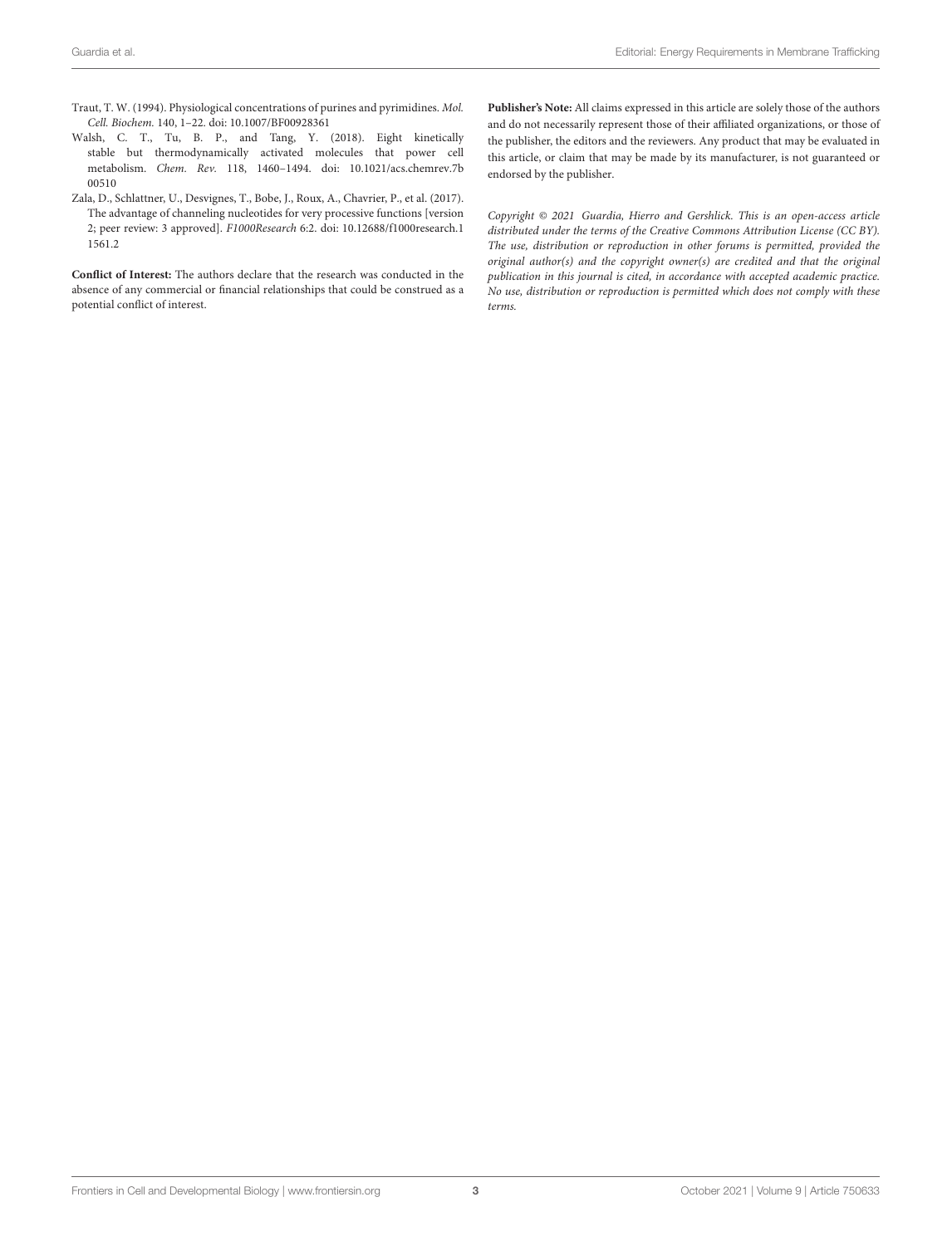Traut, T. W. (1994). Physiological concentrations of purines and pyrimidines. *Mol. Cell. Biochem.* 140, 1–22. doi: 10.1007/BF00928361

Walsh, C. T., Tu, B. P., and Tang, Y. (2018). Eight kinetically stable but thermodynamically activated molecules that power cell metabolism. *Chem. Rev.* 118, 1460–1494. doi: 10.1021/acs.chemrev.7b00510

Zala, D., Schlattner, U., Desvignes, T., Bobe, J., Roux, A., Chavrier, P., et al. (2017). The advantage of channeling nucleotides for very processive functions [version 2; peer review: 3 approved]. *F1000Research* 6:2. doi: 10.12688/f1000research.11561.2

**Conflict of Interest:** The authors declare that the research was conducted in the absence of any commercial or financial relationships that could be construed as a potential conflict of interest.

**Publisher's Note:** All claims expressed in this article are solely those of the authors and do not necessarily represent those of their affiliated organizations, or those of the publisher, the editors and the reviewers. Any product that may be evaluated in this article, or claim that may be made by its manufacturer, is not guaranteed or endorsed by the publisher.

*Copyright © 2021 Guardia, Hierro and Gershlick. This is an open-access article distributed under the terms of the Creative Commons Attribution License (CC BY). The use, distribution or reproduction in other forums is permitted, provided the original author(s) and the copyright owner(s) are credited and that the original publication in this journal is cited, in accordance with accepted academic practice. No use, distribution or reproduction is permitted which does not comply with these terms.*